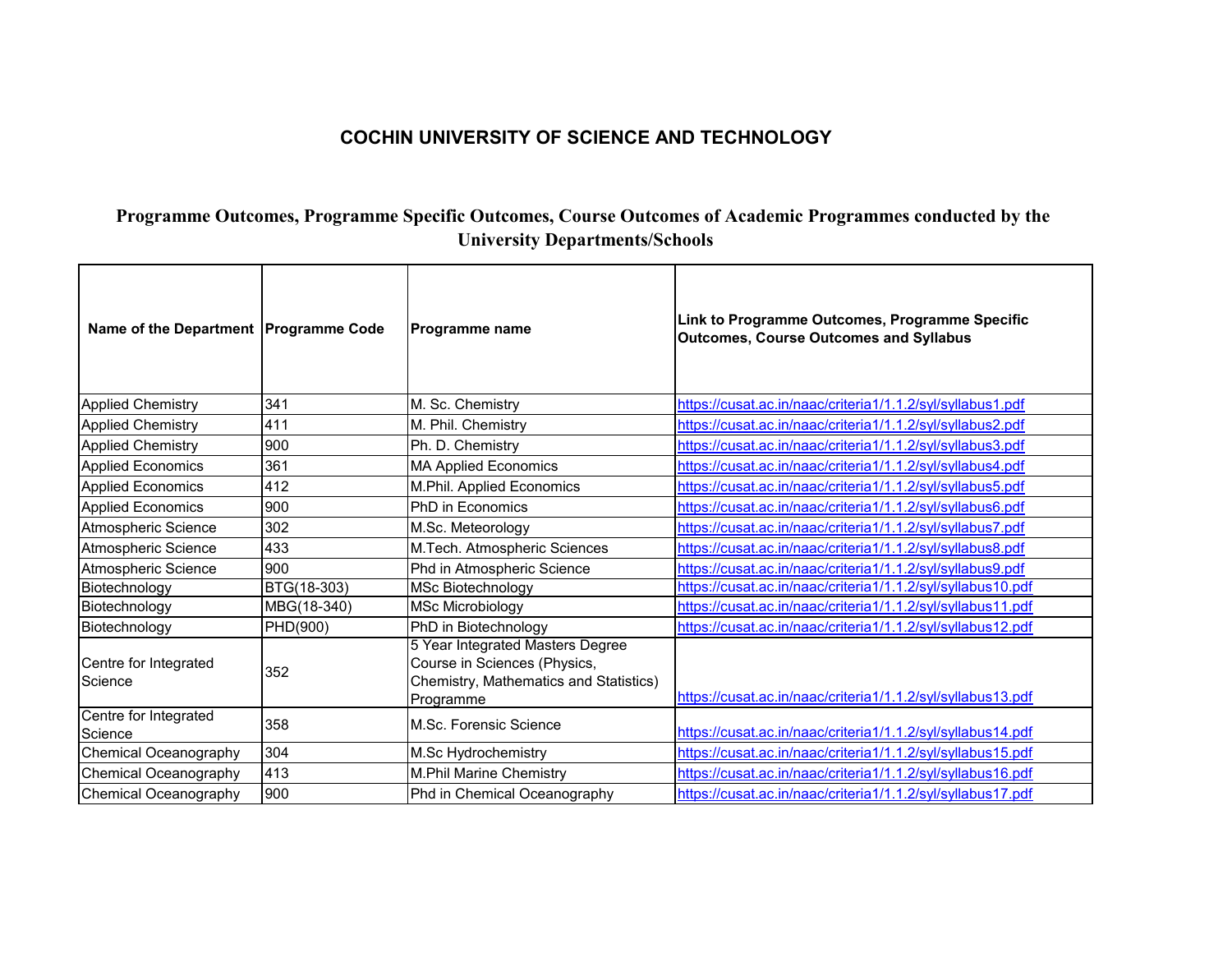# COCHIN UNIVERSITY OF SCIENCE AND TECHNOLOGY

## Programme Outcomes, Programme Specific Outcomes, Course Outcomes of Academic Programmes conducted by the University Departments/Schools

| Name of the Department | Programme Code | Programme name | Link to Programme Outcomes, Programme Specific Outcomes, Course Outcomes and Syllabus |
|---|---|---|---|
| Applied Chemistry | 341 | M. Sc. Chemistry | https://cusat.ac.in/naac/criteria1/1.1.2/syl/syllabus1.pdf |
| Applied Chemistry | 411 | M. Phil. Chemistry | https://cusat.ac.in/naac/criteria1/1.1.2/syl/syllabus2.pdf |
| Applied Chemistry | 900 | Ph. D. Chemistry | https://cusat.ac.in/naac/criteria1/1.1.2/syl/syllabus3.pdf |
| Applied Economics | 361 | MA Applied Economics | https://cusat.ac.in/naac/criteria1/1.1.2/syl/syllabus4.pdf |
| Applied Economics | 412 | M.Phil. Applied Economics | https://cusat.ac.in/naac/criteria1/1.1.2/syl/syllabus5.pdf |
| Applied Economics | 900 | PhD in Economics | https://cusat.ac.in/naac/criteria1/1.1.2/syl/syllabus6.pdf |
| Atmospheric Science | 302 | M.Sc. Meteorology | https://cusat.ac.in/naac/criteria1/1.1.2/syl/syllabus7.pdf |
| Atmospheric Science | 433 | M.Tech. Atmospheric Sciences | https://cusat.ac.in/naac/criteria1/1.1.2/syl/syllabus8.pdf |
| Atmospheric Science | 900 | Phd in Atmospheric Science | https://cusat.ac.in/naac/criteria1/1.1.2/syl/syllabus9.pdf |
| Biotechnology | BTG(18-303) | MSc Biotechnology | https://cusat.ac.in/naac/criteria1/1.1.2/syl/syllabus10.pdf |
| Biotechnology | MBG(18-340) | MSc Microbiology | https://cusat.ac.in/naac/criteria1/1.1.2/syl/syllabus11.pdf |
| Biotechnology | PHD(900) | PhD in Biotechnology | https://cusat.ac.in/naac/criteria1/1.1.2/syl/syllabus12.pdf |
| Centre for Integrated Science | 352 | 5 Year Integrated Masters Degree Course in Sciences (Physics, Chemistry, Mathematics and Statistics) Programme | https://cusat.ac.in/naac/criteria1/1.1.2/syl/syllabus13.pdf |
| Centre for Integrated Science | 358 | M.Sc. Forensic Science | https://cusat.ac.in/naac/criteria1/1.1.2/syl/syllabus14.pdf |
| Chemical Oceanography | 304 | M.Sc Hydrochemistry | https://cusat.ac.in/naac/criteria1/1.1.2/syl/syllabus15.pdf |
| Chemical Oceanography | 413 | M.Phil Marine Chemistry | https://cusat.ac.in/naac/criteria1/1.1.2/syl/syllabus16.pdf |
| Chemical Oceanography | 900 | Phd in Chemical Oceanography | https://cusat.ac.in/naac/criteria1/1.1.2/syl/syllabus17.pdf |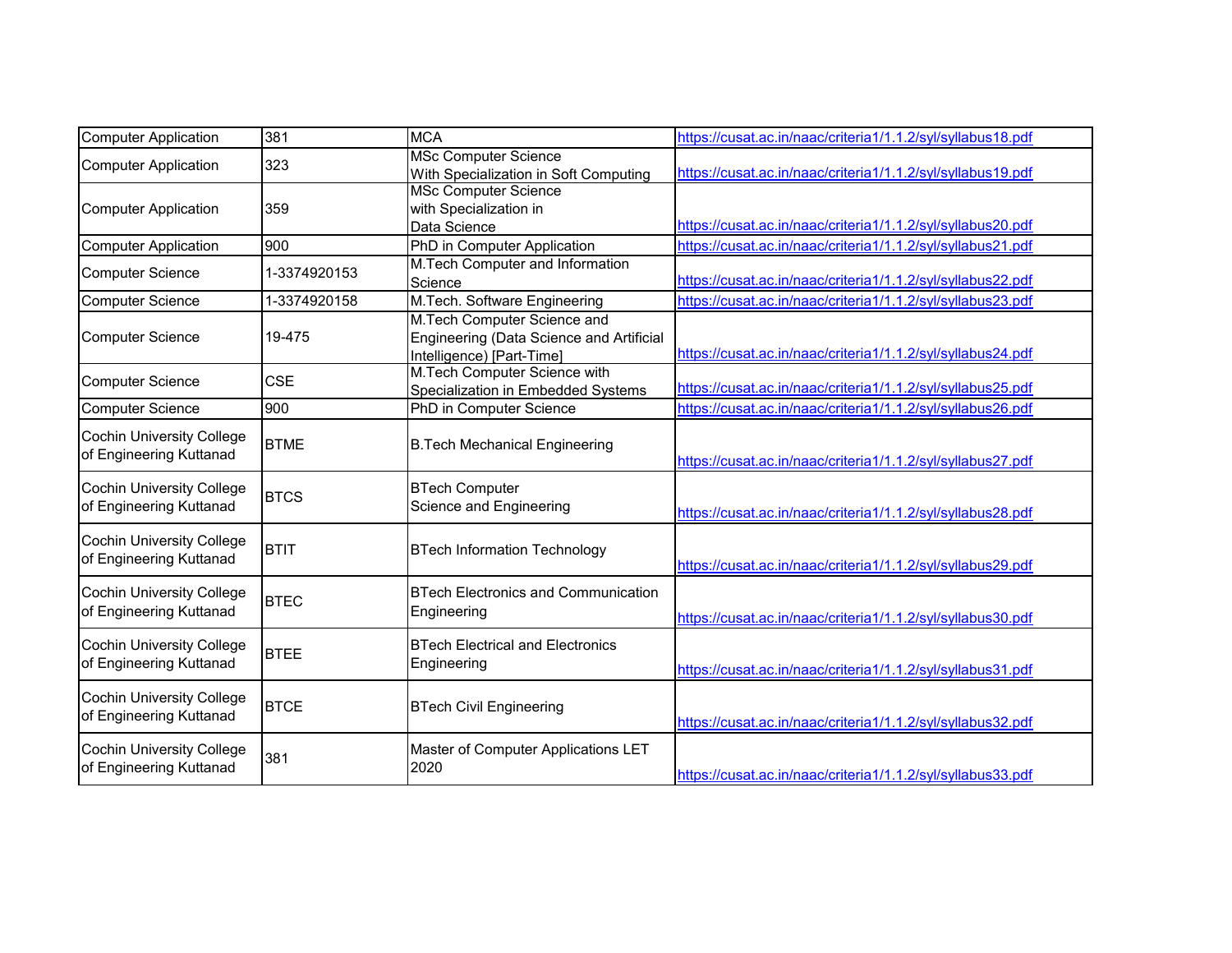| Computer Application | 381 | MCA | https://cusat.ac.in/naac/criteria1/1.1.2/syl/syllabus18.pdf |
|---|---|---|---|
| Computer Application | 323 | MSc Computer Science With Specialization in Soft Computing | https://cusat.ac.in/naac/criteria1/1.1.2/syl/syllabus19.pdf |
| Computer Application | 359 | MSc Computer Science with Specialization in Data Science | https://cusat.ac.in/naac/criteria1/1.1.2/syl/syllabus20.pdf |
| Computer Application | 900 | PhD in Computer Application | https://cusat.ac.in/naac/criteria1/1.1.2/syl/syllabus21.pdf |
| Computer Science | 1-3374920153 | M.Tech Computer and Information Science | https://cusat.ac.in/naac/criteria1/1.1.2/syl/syllabus22.pdf |
| Computer Science | 1-3374920158 | M.Tech. Software Engineering | https://cusat.ac.in/naac/criteria1/1.1.2/syl/syllabus23.pdf |
| Computer Science | 19-475 | M.Tech Computer Science and Engineering (Data Science and Artificial Intelligence) [Part-Time] | https://cusat.ac.in/naac/criteria1/1.1.2/syl/syllabus24.pdf |
| Computer Science | CSE | M.Tech Computer Science with Specialization in Embedded Systems | https://cusat.ac.in/naac/criteria1/1.1.2/syl/syllabus25.pdf |
| Computer Science | 900 | PhD in Computer Science | https://cusat.ac.in/naac/criteria1/1.1.2/syl/syllabus26.pdf |
| Cochin University College of Engineering Kuttanad | BTME | B.Tech Mechanical Engineering | https://cusat.ac.in/naac/criteria1/1.1.2/syl/syllabus27.pdf |
| Cochin University College of Engineering Kuttanad | BTCS | BTech Computer Science and Engineering | https://cusat.ac.in/naac/criteria1/1.1.2/syl/syllabus28.pdf |
| Cochin University College of Engineering Kuttanad | BTIT | BTech Information Technology | https://cusat.ac.in/naac/criteria1/1.1.2/syl/syllabus29.pdf |
| Cochin University College of Engineering Kuttanad | BTEC | BTech Electronics and Communication Engineering | https://cusat.ac.in/naac/criteria1/1.1.2/syl/syllabus30.pdf |
| Cochin University College of Engineering Kuttanad | BTEE | BTech Electrical and Electronics Engineering | https://cusat.ac.in/naac/criteria1/1.1.2/syl/syllabus31.pdf |
| Cochin University College of Engineering Kuttanad | BTCE | BTech Civil Engineering | https://cusat.ac.in/naac/criteria1/1.1.2/syl/syllabus32.pdf |
| Cochin University College of Engineering Kuttanad | 381 | Master of Computer Applications LET 2020 | https://cusat.ac.in/naac/criteria1/1.1.2/syl/syllabus33.pdf |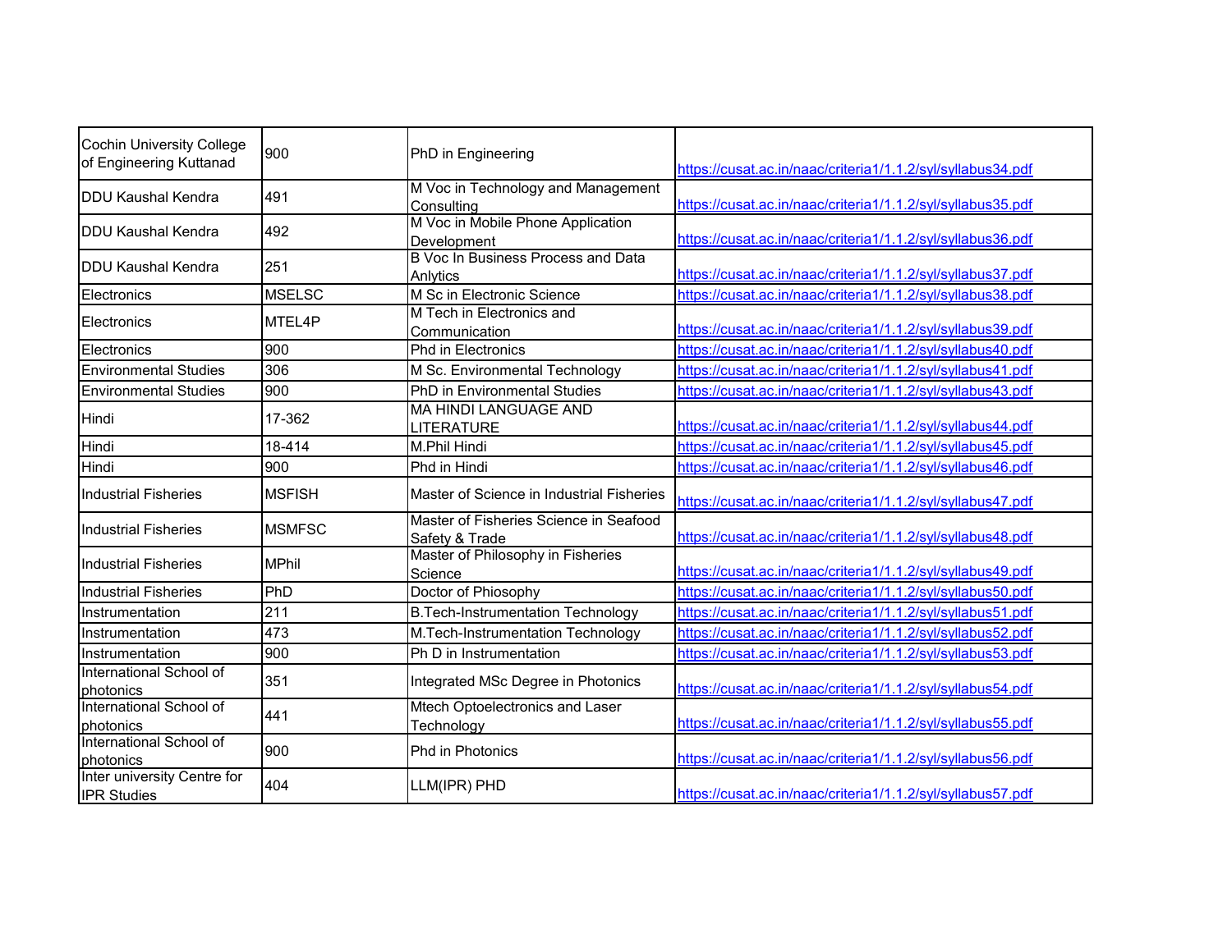| Cochin University College of Engineering Kuttanad | 900 | PhD in Engineering | https://cusat.ac.in/naac/criteria1/1.1.2/syl/syllabus34.pdf |
|---|---|---|---|
| DDU Kaushal Kendra | 491 | M Voc in Technology and Management Consulting | https://cusat.ac.in/naac/criteria1/1.1.2/syl/syllabus35.pdf |
| DDU Kaushal Kendra | 492 | M Voc in Mobile Phone Application Development | https://cusat.ac.in/naac/criteria1/1.1.2/syl/syllabus36.pdf |
| DDU Kaushal Kendra | 251 | B Voc In Business Process and Data Anlytics | https://cusat.ac.in/naac/criteria1/1.1.2/syl/syllabus37.pdf |
| Electronics | MSELSC | M Sc in Electronic Science | https://cusat.ac.in/naac/criteria1/1.1.2/syl/syllabus38.pdf |
| Electronics | MTEL4P | M Tech in Electronics and Communication | https://cusat.ac.in/naac/criteria1/1.1.2/syl/syllabus39.pdf |
| Electronics | 900 | Phd in Electronics | https://cusat.ac.in/naac/criteria1/1.1.2/syl/syllabus40.pdf |
| Environmental Studies | 306 | M Sc. Environmental Technology | https://cusat.ac.in/naac/criteria1/1.1.2/syl/syllabus41.pdf |
| Environmental Studies | 900 | PhD in Environmental Studies | https://cusat.ac.in/naac/criteria1/1.1.2/syl/syllabus43.pdf |
| Hindi | 17-362 | MA HINDI LANGUAGE AND LITERATURE | https://cusat.ac.in/naac/criteria1/1.1.2/syl/syllabus44.pdf |
| Hindi | 18-414 | M.Phil Hindi | https://cusat.ac.in/naac/criteria1/1.1.2/syl/syllabus45.pdf |
| Hindi | 900 | Phd in Hindi | https://cusat.ac.in/naac/criteria1/1.1.2/syl/syllabus46.pdf |
| Industrial Fisheries | MSFISH | Master of Science in Industrial Fisheries | https://cusat.ac.in/naac/criteria1/1.1.2/syl/syllabus47.pdf |
| Industrial Fisheries | MSMFSC | Master of Fisheries Science in Seafood Safety & Trade | https://cusat.ac.in/naac/criteria1/1.1.2/syl/syllabus48.pdf |
| Industrial Fisheries | MPhil | Master of Philosophy in Fisheries Science | https://cusat.ac.in/naac/criteria1/1.1.2/syl/syllabus49.pdf |
| Industrial Fisheries | PhD | Doctor of Phiosophy | https://cusat.ac.in/naac/criteria1/1.1.2/syl/syllabus50.pdf |
| Instrumentation | 211 | B.Tech-Instrumentation Technology | https://cusat.ac.in/naac/criteria1/1.1.2/syl/syllabus51.pdf |
| Instrumentation | 473 | M.Tech-Instrumentation Technology | https://cusat.ac.in/naac/criteria1/1.1.2/syl/syllabus52.pdf |
| Instrumentation | 900 | Ph D in Instrumentation | https://cusat.ac.in/naac/criteria1/1.1.2/syl/syllabus53.pdf |
| International School of photonics | 351 | Integrated MSc Degree in Photonics | https://cusat.ac.in/naac/criteria1/1.1.2/syl/syllabus54.pdf |
| International School of photonics | 441 | Mtech Optoelectronics and Laser Technology | https://cusat.ac.in/naac/criteria1/1.1.2/syl/syllabus55.pdf |
| International School of photonics | 900 | Phd in Photonics | https://cusat.ac.in/naac/criteria1/1.1.2/syl/syllabus56.pdf |
| Inter university Centre for IPR Studies | 404 | LLM(IPR) PHD | https://cusat.ac.in/naac/criteria1/1.1.2/syl/syllabus57.pdf |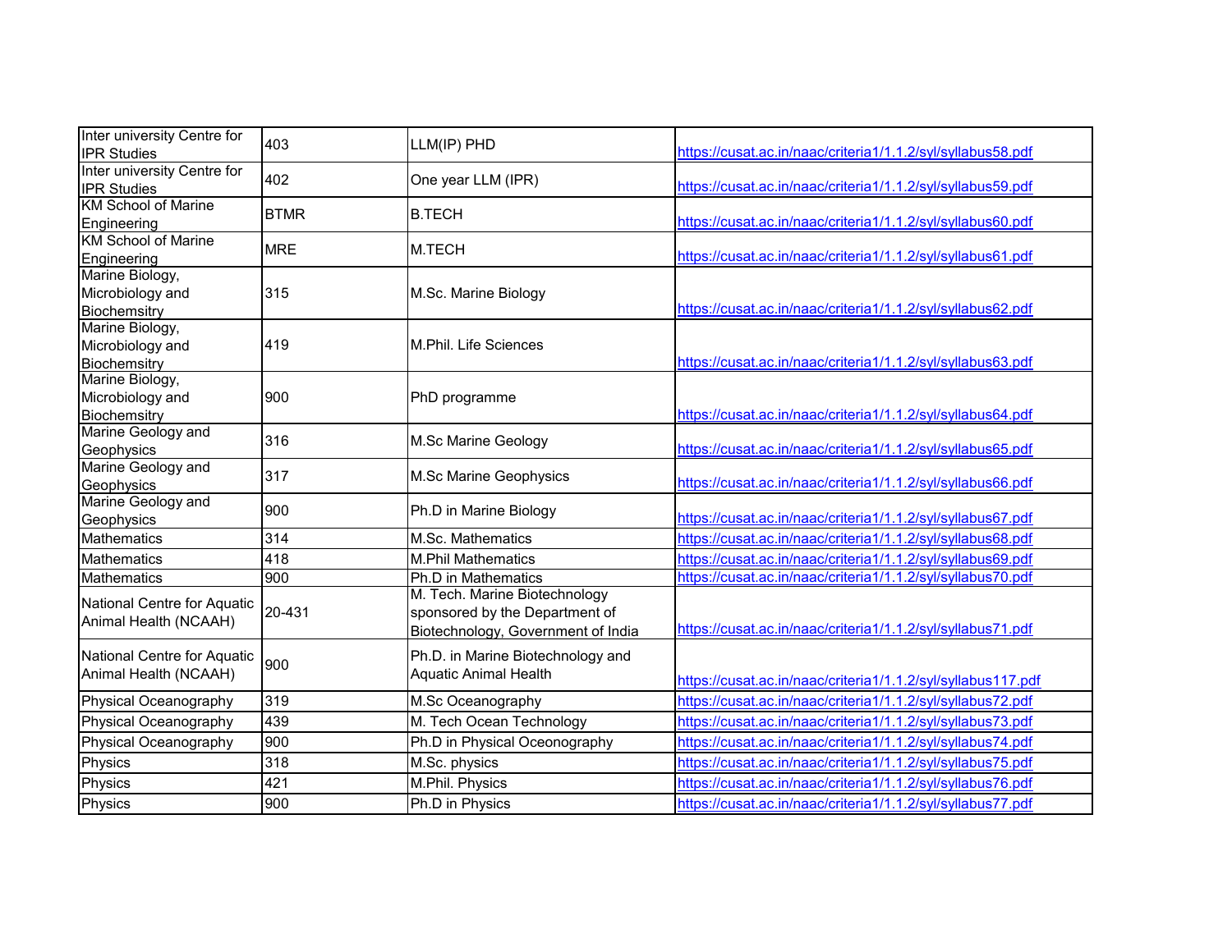| Inter university Centre for IPR Studies | 403 | LLM(IP) PHD | https://cusat.ac.in/naac/criteria1/1.1.2/syl/syllabus58.pdf |
|---|---|---|---|
| Inter university Centre for IPR Studies | 402 | One year LLM (IPR) | https://cusat.ac.in/naac/criteria1/1.1.2/syl/syllabus59.pdf |
| KM School of Marine Engineering | BTMR | B.TECH | https://cusat.ac.in/naac/criteria1/1.1.2/syl/syllabus60.pdf |
| KM School of Marine Engineering | MRE | M.TECH | https://cusat.ac.in/naac/criteria1/1.1.2/syl/syllabus61.pdf |
| Marine Biology, Microbiology and Biochemsitry | 315 | M.Sc. Marine Biology | https://cusat.ac.in/naac/criteria1/1.1.2/syl/syllabus62.pdf |
| Marine Biology, Microbiology and Biochemsitry | 419 | M.Phil. Life Sciences | https://cusat.ac.in/naac/criteria1/1.1.2/syl/syllabus63.pdf |
| Marine Biology, Microbiology and Biochemsitry | 900 | PhD programme | https://cusat.ac.in/naac/criteria1/1.1.2/syl/syllabus64.pdf |
| Marine Geology and Geophysics | 316 | M.Sc Marine Geology | https://cusat.ac.in/naac/criteria1/1.1.2/syl/syllabus65.pdf |
| Marine Geology and Geophysics | 317 | M.Sc Marine Geophysics | https://cusat.ac.in/naac/criteria1/1.1.2/syl/syllabus66.pdf |
| Marine Geology and Geophysics | 900 | Ph.D in Marine Biology | https://cusat.ac.in/naac/criteria1/1.1.2/syl/syllabus67.pdf |
| Mathematics | 314 | M.Sc. Mathematics | https://cusat.ac.in/naac/criteria1/1.1.2/syl/syllabus68.pdf |
| Mathematics | 418 | M.Phil Mathematics | https://cusat.ac.in/naac/criteria1/1.1.2/syl/syllabus69.pdf |
| Mathematics | 900 | Ph.D in Mathematics | https://cusat.ac.in/naac/criteria1/1.1.2/syl/syllabus70.pdf |
| National Centre for Aquatic Animal Health (NCAAH) | 20-431 | M. Tech. Marine Biotechnology sponsored by the Department of Biotechnology, Government of India | https://cusat.ac.in/naac/criteria1/1.1.2/syl/syllabus71.pdf |
| National Centre for Aquatic Animal Health (NCAAH) | 900 | Ph.D. in Marine Biotechnology and Aquatic Animal Health | https://cusat.ac.in/naac/criteria1/1.1.2/syl/syllabus117.pdf |
| Physical Oceanography | 319 | M.Sc Oceanography | https://cusat.ac.in/naac/criteria1/1.1.2/syl/syllabus72.pdf |
| Physical Oceanography | 439 | M. Tech Ocean Technology | https://cusat.ac.in/naac/criteria1/1.1.2/syl/syllabus73.pdf |
| Physical Oceanography | 900 | Ph.D in Physical Oceonography | https://cusat.ac.in/naac/criteria1/1.1.2/syl/syllabus74.pdf |
| Physics | 318 | M.Sc. physics | https://cusat.ac.in/naac/criteria1/1.1.2/syl/syllabus75.pdf |
| Physics | 421 | M.Phil. Physics | https://cusat.ac.in/naac/criteria1/1.1.2/syl/syllabus76.pdf |
| Physics | 900 | Ph.D in Physics | https://cusat.ac.in/naac/criteria1/1.1.2/syl/syllabus77.pdf |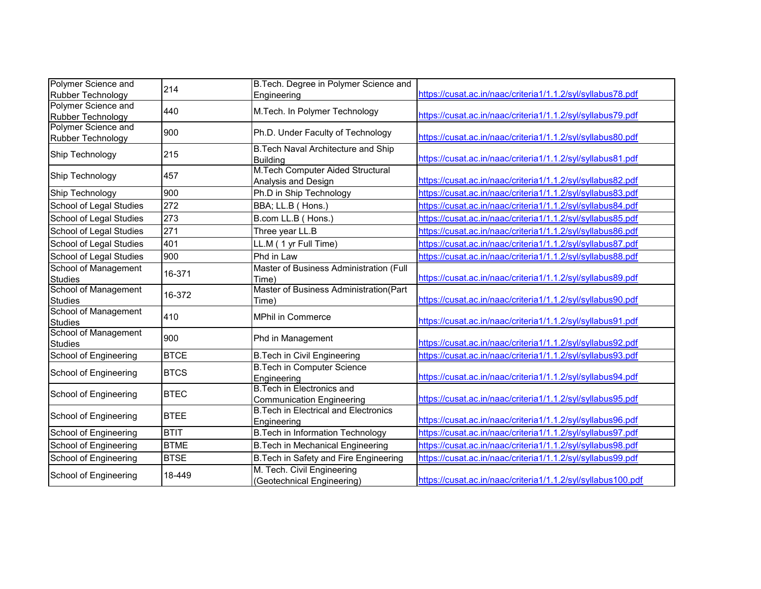| Polymer Science and Rubber Technology | 214 | B.Tech. Degree in Polymer Science and Engineering | https://cusat.ac.in/naac/criteria1/1.1.2/syl/syllabus78.pdf |
|---|---|---|---|
| Polymer Science and Rubber Technology | 440 | M.Tech. In Polymer Technology | https://cusat.ac.in/naac/criteria1/1.1.2/syl/syllabus79.pdf |
| Polymer Science and Rubber Technology | 900 | Ph.D. Under Faculty of Technology | https://cusat.ac.in/naac/criteria1/1.1.2/syl/syllabus80.pdf |
| Ship Technology | 215 | B.Tech Naval Architecture and Ship Building | https://cusat.ac.in/naac/criteria1/1.1.2/syl/syllabus81.pdf |
| Ship Technology | 457 | M.Tech Computer Aided Structural Analysis and Design | https://cusat.ac.in/naac/criteria1/1.1.2/syl/syllabus82.pdf |
| Ship Technology | 900 | Ph.D in Ship Technology | https://cusat.ac.in/naac/criteria1/1.1.2/syl/syllabus83.pdf |
| School of Legal Studies | 272 | BBA; LL.B ( Hons.) | https://cusat.ac.in/naac/criteria1/1.1.2/syl/syllabus84.pdf |
| School of Legal Studies | 273 | B.com LL.B ( Hons.) | https://cusat.ac.in/naac/criteria1/1.1.2/syl/syllabus85.pdf |
| School of Legal Studies | 271 | Three year LL.B | https://cusat.ac.in/naac/criteria1/1.1.2/syl/syllabus86.pdf |
| School of Legal Studies | 401 | LL.M ( 1 yr Full Time) | https://cusat.ac.in/naac/criteria1/1.1.2/syl/syllabus87.pdf |
| School of Legal Studies | 900 | Phd in Law | https://cusat.ac.in/naac/criteria1/1.1.2/syl/syllabus88.pdf |
| School of Management Studies | 16-371 | Master of Business Administration (Full Time) | https://cusat.ac.in/naac/criteria1/1.1.2/syl/syllabus89.pdf |
| School of Management Studies | 16-372 | Master of Business Administration(Part Time) | https://cusat.ac.in/naac/criteria1/1.1.2/syl/syllabus90.pdf |
| School of Management Studies | 410 | MPhil in Commerce | https://cusat.ac.in/naac/criteria1/1.1.2/syl/syllabus91.pdf |
| School of Management Studies | 900 | Phd in Management | https://cusat.ac.in/naac/criteria1/1.1.2/syl/syllabus92.pdf |
| School of Engineering | BTCE | B.Tech in Civil Engineering | https://cusat.ac.in/naac/criteria1/1.1.2/syl/syllabus93.pdf |
| School of Engineering | BTCS | B.Tech in Computer Science Engineering | https://cusat.ac.in/naac/criteria1/1.1.2/syl/syllabus94.pdf |
| School of Engineering | BTEC | B.Tech in Electronics and Communication Engineering | https://cusat.ac.in/naac/criteria1/1.1.2/syl/syllabus95.pdf |
| School of Engineering | BTEE | B.Tech in Electrical and Electronics Engineering | https://cusat.ac.in/naac/criteria1/1.1.2/syl/syllabus96.pdf |
| School of Engineering | BTIT | B.Tech in Information Technology | https://cusat.ac.in/naac/criteria1/1.1.2/syl/syllabus97.pdf |
| School of Engineering | BTME | B.Tech in Mechanical Engineering | https://cusat.ac.in/naac/criteria1/1.1.2/syl/syllabus98.pdf |
| School of Engineering | BTSE | B.Tech in Safety and Fire Engineering | https://cusat.ac.in/naac/criteria1/1.1.2/syl/syllabus99.pdf |
| School of Engineering | 18-449 | M. Tech. Civil Engineering (Geotechnical Engineering) | https://cusat.ac.in/naac/criteria1/1.1.2/syl/syllabus100.pdf |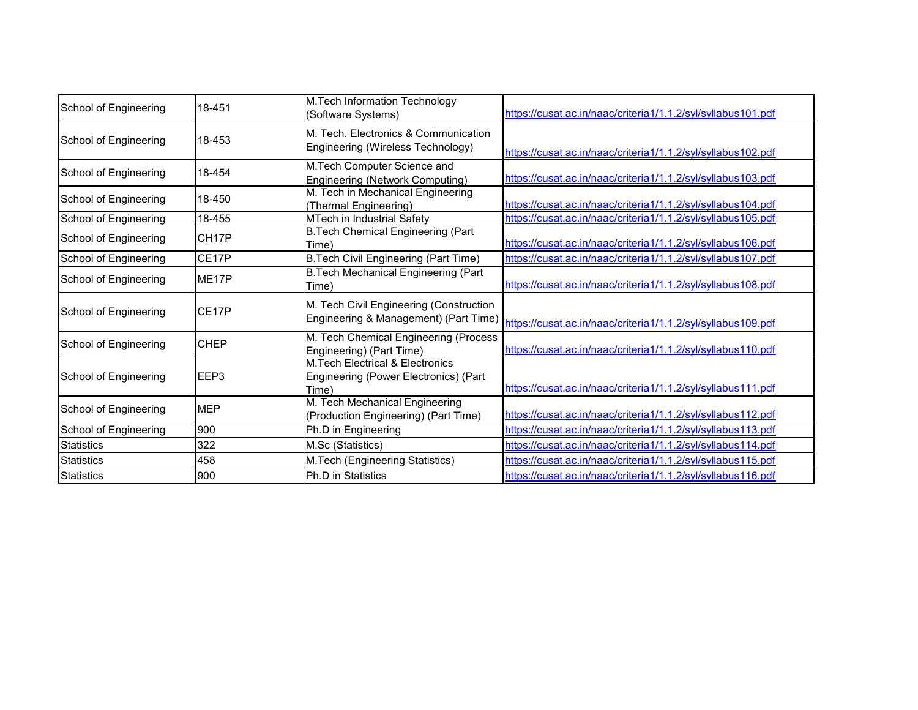| | | | |
|---|---|---|---|
| School of Engineering | 18-451 | M.Tech Information Technology (Software Systems) | https://cusat.ac.in/naac/criteria1/1.1.2/syl/syllabus101.pdf |
| School of Engineering | 18-453 | M. Tech. Electronics & Communication Engineering (Wireless Technology) | https://cusat.ac.in/naac/criteria1/1.1.2/syl/syllabus102.pdf |
| School of Engineering | 18-454 | M.Tech Computer Science and Engineering (Network Computing) | https://cusat.ac.in/naac/criteria1/1.1.2/syl/syllabus103.pdf |
| School of Engineering | 18-450 | M. Tech in Mechanical Engineering (Thermal Engineering) | https://cusat.ac.in/naac/criteria1/1.1.2/syl/syllabus104.pdf |
| School of Engineering | 18-455 | MTech in Industrial Safety | https://cusat.ac.in/naac/criteria1/1.1.2/syl/syllabus105.pdf |
| School of Engineering | CH17P | B.Tech Chemical Engineering (Part Time) | https://cusat.ac.in/naac/criteria1/1.1.2/syl/syllabus106.pdf |
| School of Engineering | CE17P | B.Tech Civil Engineering (Part Time) | https://cusat.ac.in/naac/criteria1/1.1.2/syl/syllabus107.pdf |
| School of Engineering | ME17P | B.Tech Mechanical Engineering (Part Time) | https://cusat.ac.in/naac/criteria1/1.1.2/syl/syllabus108.pdf |
| School of Engineering | CE17P | M. Tech Civil Engineering (Construction Engineering & Management) (Part Time) | https://cusat.ac.in/naac/criteria1/1.1.2/syl/syllabus109.pdf |
| School of Engineering | CHEP | M. Tech Chemical Engineering (Process Engineering) (Part Time) | https://cusat.ac.in/naac/criteria1/1.1.2/syl/syllabus110.pdf |
| School of Engineering | EEP3 | M.Tech Electrical & Electronics Engineering (Power Electronics) (Part Time) | https://cusat.ac.in/naac/criteria1/1.1.2/syl/syllabus111.pdf |
| School of Engineering | MEP | M. Tech Mechanical Engineering (Production Engineering) (Part Time) | https://cusat.ac.in/naac/criteria1/1.1.2/syl/syllabus112.pdf |
| School of Engineering | 900 | Ph.D in Engineering | https://cusat.ac.in/naac/criteria1/1.1.2/syl/syllabus113.pdf |
| Statistics | 322 | M.Sc (Statistics) | https://cusat.ac.in/naac/criteria1/1.1.2/syl/syllabus114.pdf |
| Statistics | 458 | M.Tech (Engineering Statistics) | https://cusat.ac.in/naac/criteria1/1.1.2/syl/syllabus115.pdf |
| Statistics | 900 | Ph.D in Statistics | https://cusat.ac.in/naac/criteria1/1.1.2/syl/syllabus116.pdf |